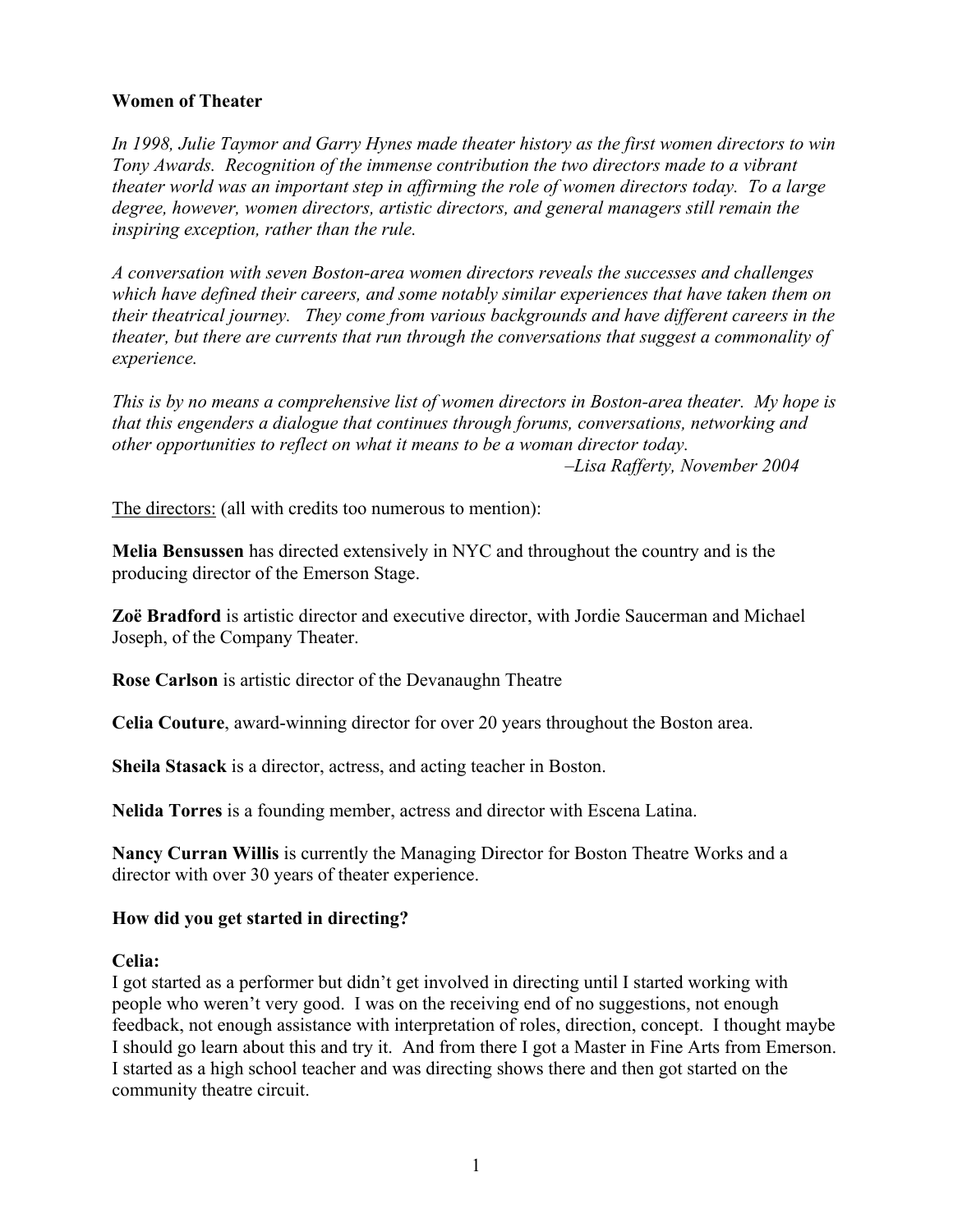# Women of Theater

*In 1998, Julie Taymor and Garry Hynes made theater history as the first women directors to win Tony Awards. Recognition of the immense contribution the two directors made to a vibrant theater world was an important step in affirming the role of women directors today. To a large degree, however, women directors, artistic directors, and general managers still remain the inspiring exception, rather than the rule.*

*A conversation with seven Boston-area women directors reveals the successes and challenges which have defined their careers, and some notably similar experiences that have taken them on their theatrical journey. They come from various backgrounds and have different careers in the theater, but there are currents that run through the conversations that suggest a commonality of experience.*

*This is by no means a comprehensive list of women directors in Boston-area theater. My hope is that this engenders a dialogue that continues through forums, conversations, networking and other opportunities to reflect on what it means to be a woman director today.*

*–Lisa Rafferty, November 2004*

The directors: (all with credits too numerous to mention):

**Melia Bensussen** has directed extensively in NYC and throughout the country and is the producing director of the Emerson Stage.

**Zoë Bradford** is artistic director and executive director, with Jordie Saucerman and Michael Joseph, of the Company Theater.

**Rose Carlson** is artistic director of the Devanaughn Theatre

**Celia Couture**, award-winning director for over 20 years throughout the Boston area.

**Sheila Stasack** is a director, actress, and acting teacher in Boston.

**Nelida Torres** is a founding member, actress and director with Escena Latina.

**Nancy Curran Willis** is currently the Managing Director for Boston Theatre Works and a director with over 30 years of theater experience.

## How did you get started in directing?

**Celia:**
I got started as a performer but didn't get involved in directing until I started working with people who weren't very good. I was on the receiving end of no suggestions, not enough feedback, not enough assistance with interpretation of roles, direction, concept. I thought maybe I should go learn about this and try it. And from there I got a Master in Fine Arts from Emerson. I started as a high school teacher and was directing shows there and then got started on the community theatre circuit.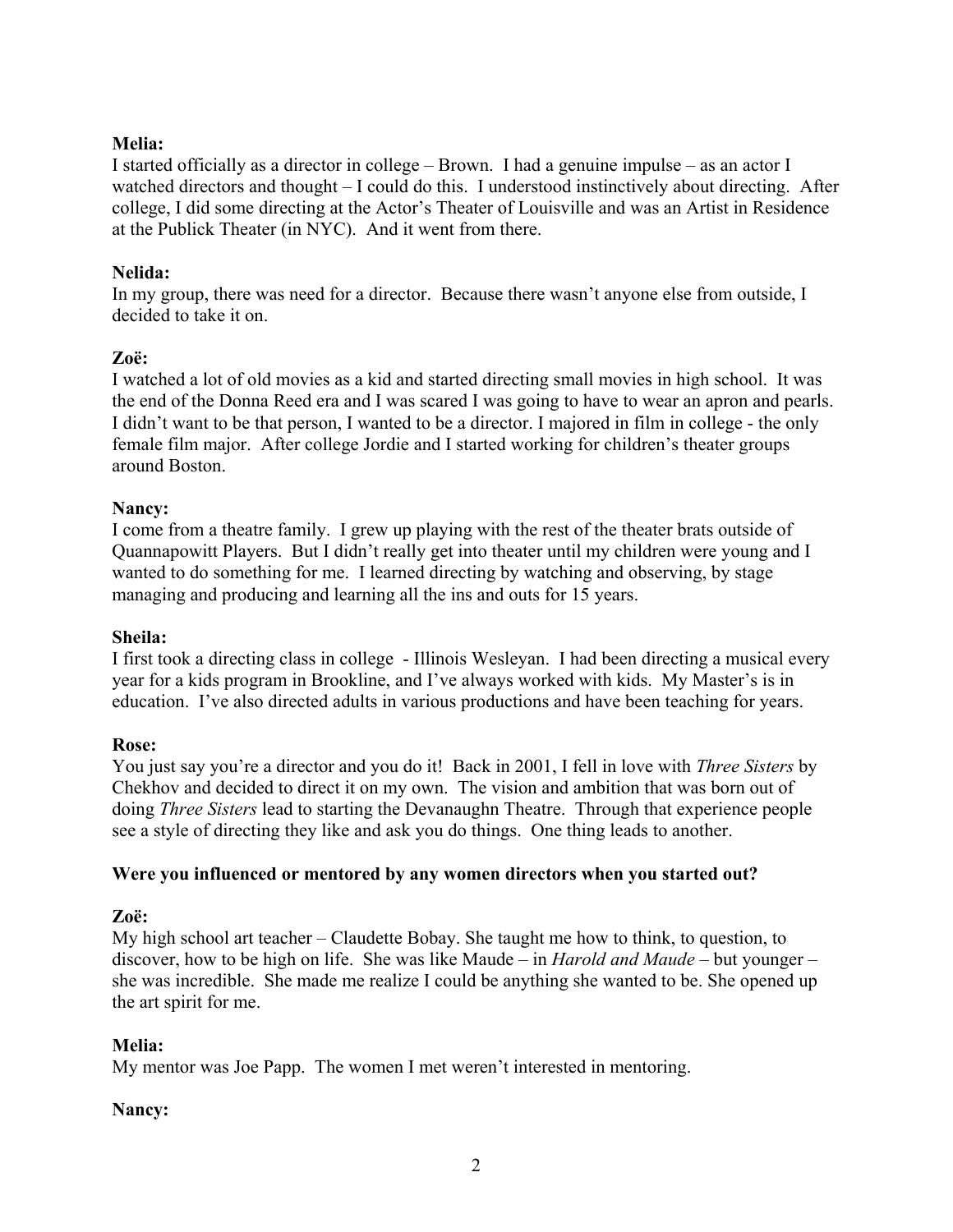**Melia:**
I started officially as a director in college – Brown. I had a genuine impulse – as an actor I watched directors and thought – I could do this. I understood instinctively about directing. After college, I did some directing at the Actor's Theater of Louisville and was an Artist in Residence at the Publick Theater (in NYC). And it went from there.

**Nelida:**
In my group, there was need for a director. Because there wasn't anyone else from outside, I decided to take it on.

**Zoë:**
I watched a lot of old movies as a kid and started directing small movies in high school. It was the end of the Donna Reed era and I was scared I was going to have to wear an apron and pearls. I didn't want to be that person, I wanted to be a director. I majored in film in college - the only female film major. After college Jordie and I started working for children's theater groups around Boston.

**Nancy:**
I come from a theatre family. I grew up playing with the rest of the theater brats outside of Quannapowitt Players. But I didn't really get into theater until my children were young and I wanted to do something for me. I learned directing by watching and observing, by stage managing and producing and learning all the ins and outs for 15 years.

**Sheila:**
I first took a directing class in college - Illinois Wesleyan. I had been directing a musical every year for a kids program in Brookline, and I've always worked with kids. My Master's is in education. I've also directed adults in various productions and have been teaching for years.

**Rose:**
You just say you're a director and you do it! Back in 2001, I fell in love with *Three Sisters* by Chekhov and decided to direct it on my own. The vision and ambition that was born out of doing *Three Sisters* lead to starting the Devanaughn Theatre. Through that experience people see a style of directing they like and ask you do things. One thing leads to another.

**Were you influenced or mentored by any women directors when you started out?**

**Zoë:**
My high school art teacher – Claudette Bobay. She taught me how to think, to question, to discover, how to be high on life. She was like Maude – in *Harold and Maude* – but younger – she was incredible. She made me realize I could be anything she wanted to be. She opened up the art spirit for me.

**Melia:**
My mentor was Joe Papp. The women I met weren't interested in mentoring.

**Nancy:**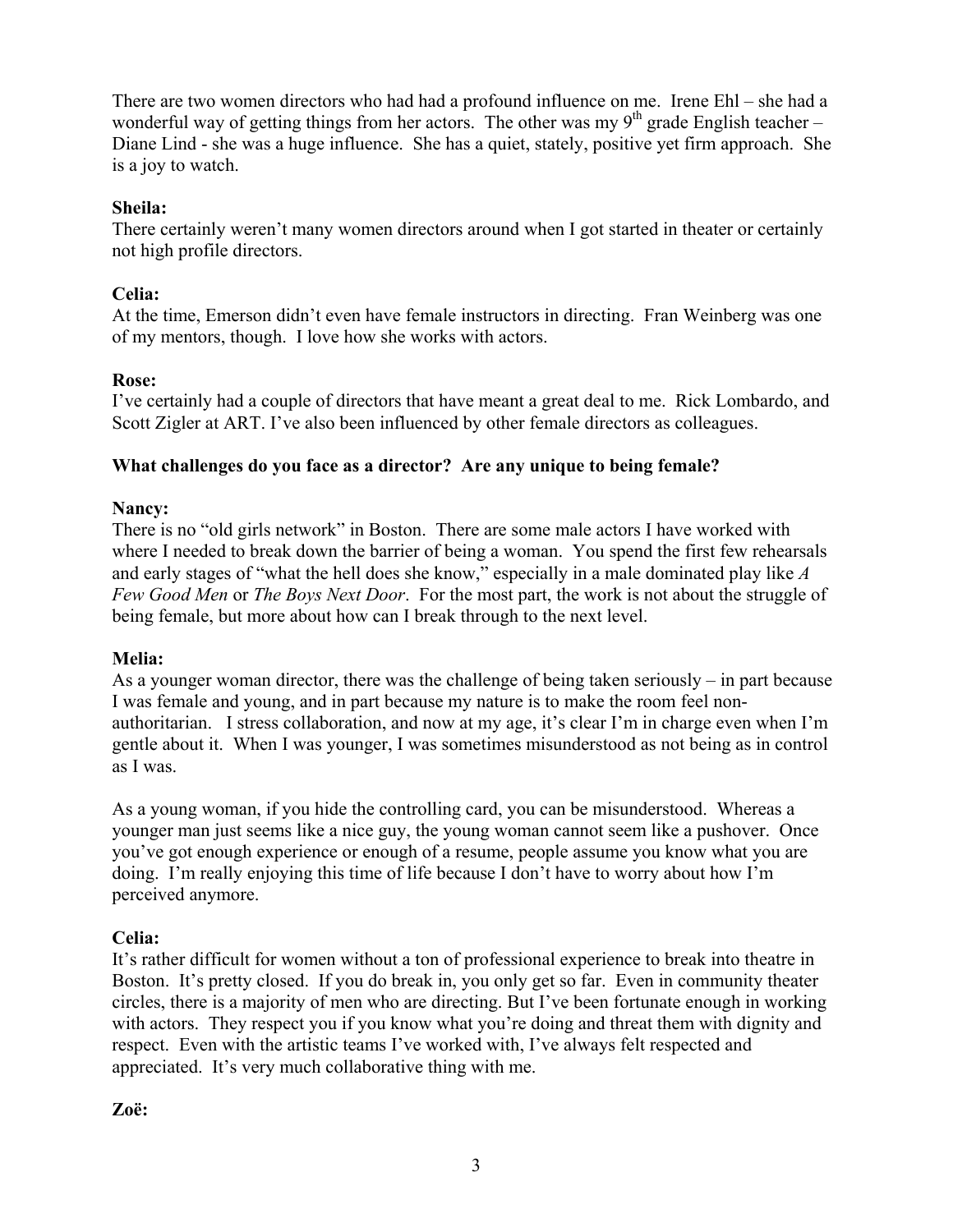There are two women directors who had had a profound influence on me. Irene Ehl – she had a wonderful way of getting things from her actors. The other was my 9th grade English teacher – Diane Lind - she was a huge influence. She has a quiet, stately, positive yet firm approach. She is a joy to watch.

**Sheila:**
There certainly weren't many women directors around when I got started in theater or certainly not high profile directors.

**Celia:**
At the time, Emerson didn't even have female instructors in directing. Fran Weinberg was one of my mentors, though. I love how she works with actors.

**Rose:**
I've certainly had a couple of directors that have meant a great deal to me. Rick Lombardo, and Scott Zigler at ART. I've also been influenced by other female directors as colleagues.

**What challenges do you face as a director? Are any unique to being female?**

**Nancy:**
There is no "old girls network" in Boston. There are some male actors I have worked with where I needed to break down the barrier of being a woman. You spend the first few rehearsals and early stages of "what the hell does she know," especially in a male dominated play like *A Few Good Men* or *The Boys Next Door*. For the most part, the work is not about the struggle of being female, but more about how can I break through to the next level.

**Melia:**
As a younger woman director, there was the challenge of being taken seriously – in part because I was female and young, and in part because my nature is to make the room feel non-authoritarian. I stress collaboration, and now at my age, it's clear I'm in charge even when I'm gentle about it. When I was younger, I was sometimes misunderstood as not being as in control as I was.

As a young woman, if you hide the controlling card, you can be misunderstood. Whereas a younger man just seems like a nice guy, the young woman cannot seem like a pushover. Once you've got enough experience or enough of a resume, people assume you know what you are doing. I'm really enjoying this time of life because I don't have to worry about how I'm perceived anymore.

**Celia:**
It's rather difficult for women without a ton of professional experience to break into theatre in Boston. It's pretty closed. If you do break in, you only get so far. Even in community theater circles, there is a majority of men who are directing. But I've been fortunate enough in working with actors. They respect you if you know what you're doing and threat them with dignity and respect. Even with the artistic teams I've worked with, I've always felt respected and appreciated. It's very much collaborative thing with me.

**Zoë:**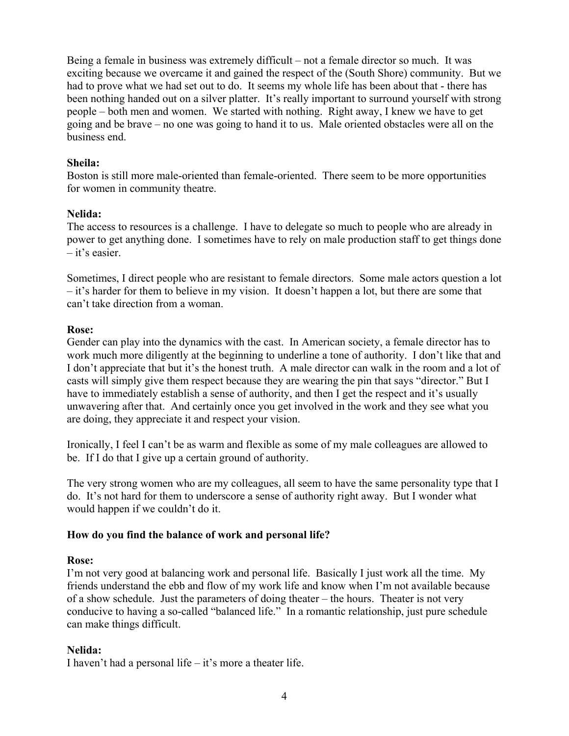Being a female in business was extremely difficult – not a female director so much. It was exciting because we overcame it and gained the respect of the (South Shore) community. But we had to prove what we had set out to do. It seems my whole life has been about that - there has been nothing handed out on a silver platter. It's really important to surround yourself with strong people – both men and women. We started with nothing. Right away, I knew we have to get going and be brave – no one was going to hand it to us. Male oriented obstacles were all on the business end.

**Sheila:**
Boston is still more male-oriented than female-oriented. There seem to be more opportunities for women in community theatre.

**Nelida:**
The access to resources is a challenge. I have to delegate so much to people who are already in power to get anything done. I sometimes have to rely on male production staff to get things done – it's easier.

Sometimes, I direct people who are resistant to female directors. Some male actors question a lot – it's harder for them to believe in my vision. It doesn't happen a lot, but there are some that can't take direction from a woman.

**Rose:**
Gender can play into the dynamics with the cast. In American society, a female director has to work much more diligently at the beginning to underline a tone of authority. I don't like that and I don't appreciate that but it's the honest truth. A male director can walk in the room and a lot of casts will simply give them respect because they are wearing the pin that says "director." But I have to immediately establish a sense of authority, and then I get the respect and it's usually unwavering after that. And certainly once you get involved in the work and they see what you are doing, they appreciate it and respect your vision.

Ironically, I feel I can't be as warm and flexible as some of my male colleagues are allowed to be. If I do that I give up a certain ground of authority.

The very strong women who are my colleagues, all seem to have the same personality type that I do. It's not hard for them to underscore a sense of authority right away. But I wonder what would happen if we couldn't do it.

**How do you find the balance of work and personal life?**

**Rose:**
I'm not very good at balancing work and personal life. Basically I just work all the time. My friends understand the ebb and flow of my work life and know when I'm not available because of a show schedule. Just the parameters of doing theater – the hours. Theater is not very conducive to having a so-called "balanced life." In a romantic relationship, just pure schedule can make things difficult.

**Nelida:**
I haven't had a personal life – it's more a theater life.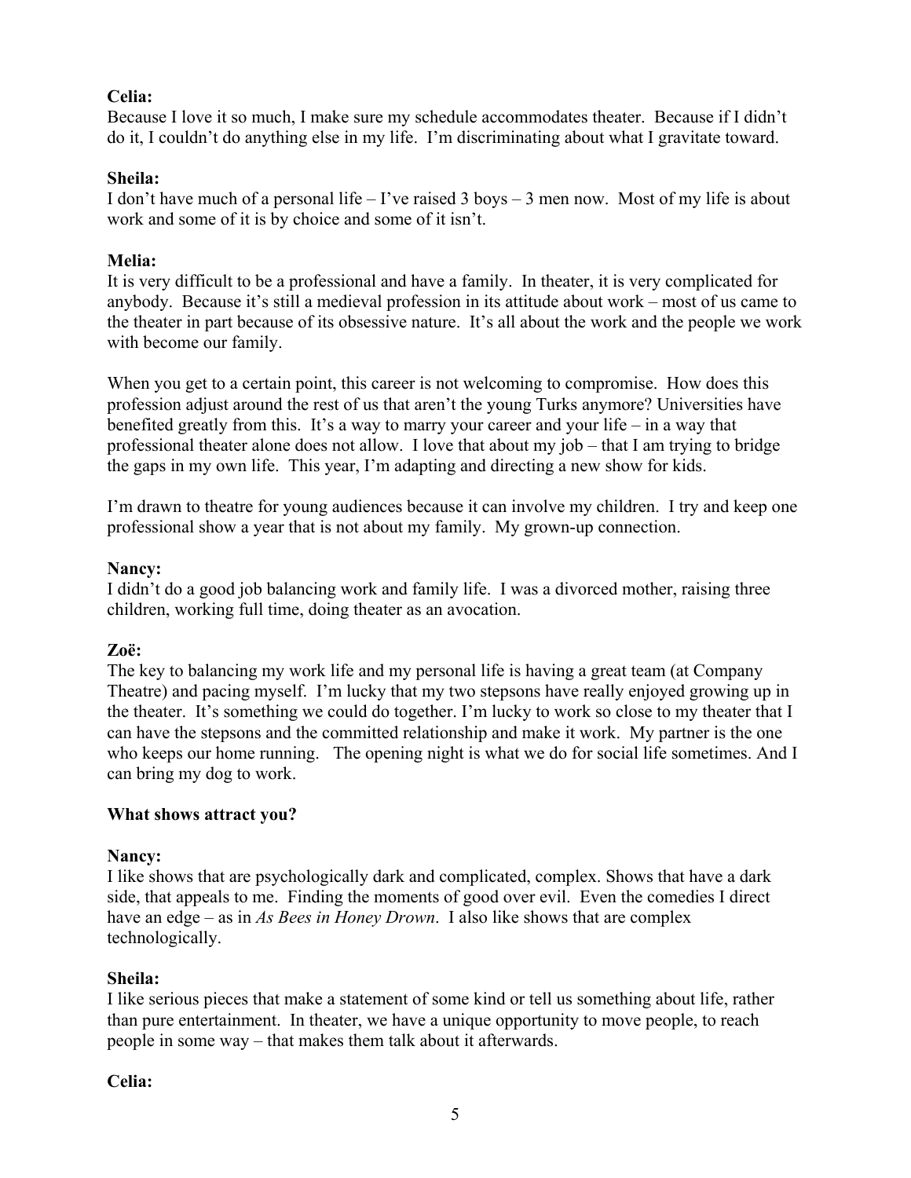**Celia:**
Because I love it so much, I make sure my schedule accommodates theater. Because if I didn't do it, I couldn't do anything else in my life. I'm discriminating about what I gravitate toward.

**Sheila:**
I don't have much of a personal life – I've raised 3 boys – 3 men now. Most of my life is about work and some of it is by choice and some of it isn't.

**Melia:**
It is very difficult to be a professional and have a family. In theater, it is very complicated for anybody. Because it's still a medieval profession in its attitude about work – most of us came to the theater in part because of its obsessive nature. It's all about the work and the people we work with become our family.

When you get to a certain point, this career is not welcoming to compromise. How does this profession adjust around the rest of us that aren't the young Turks anymore? Universities have benefited greatly from this. It's a way to marry your career and your life – in a way that professional theater alone does not allow. I love that about my job – that I am trying to bridge the gaps in my own life. This year, I'm adapting and directing a new show for kids.

I'm drawn to theatre for young audiences because it can involve my children. I try and keep one professional show a year that is not about my family. My grown-up connection.

**Nancy:**
I didn't do a good job balancing work and family life. I was a divorced mother, raising three children, working full time, doing theater as an avocation.

**Zoë:**
The key to balancing my work life and my personal life is having a great team (at Company Theatre) and pacing myself. I'm lucky that my two stepsons have really enjoyed growing up in the theater. It's something we could do together. I'm lucky to work so close to my theater that I can have the stepsons and the committed relationship and make it work. My partner is the one who keeps our home running. The opening night is what we do for social life sometimes. And I can bring my dog to work.

**What shows attract you?**

**Nancy:**
I like shows that are psychologically dark and complicated, complex. Shows that have a dark side, that appeals to me. Finding the moments of good over evil. Even the comedies I direct have an edge – as in *As Bees in Honey Drown*. I also like shows that are complex technologically.

**Sheila:**
I like serious pieces that make a statement of some kind or tell us something about life, rather than pure entertainment. In theater, we have a unique opportunity to move people, to reach people in some way – that makes them talk about it afterwards.

**Celia:**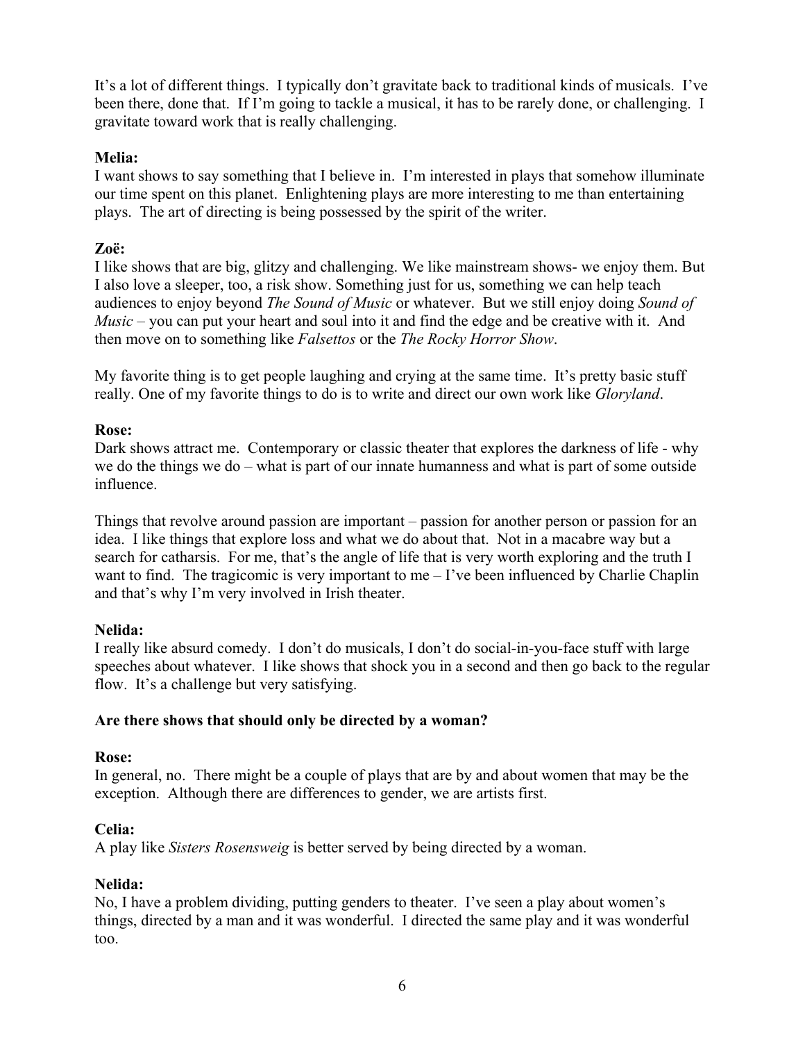It's a lot of different things. I typically don't gravitate back to traditional kinds of musicals. I've been there, done that. If I'm going to tackle a musical, it has to be rarely done, or challenging. I gravitate toward work that is really challenging.

**Melia:**
I want shows to say something that I believe in. I'm interested in plays that somehow illuminate our time spent on this planet. Enlightening plays are more interesting to me than entertaining plays. The art of directing is being possessed by the spirit of the writer.

**Zoë:**
I like shows that are big, glitzy and challenging. We like mainstream shows- we enjoy them. But I also love a sleeper, too, a risk show. Something just for us, something we can help teach audiences to enjoy beyond *The Sound of Music* or whatever. But we still enjoy doing *Sound of Music* – you can put your heart and soul into it and find the edge and be creative with it. And then move on to something like *Falsettos* or the *The Rocky Horror Show*.

My favorite thing is to get people laughing and crying at the same time. It's pretty basic stuff really. One of my favorite things to do is to write and direct our own work like *Gloryland*.

**Rose:**
Dark shows attract me. Contemporary or classic theater that explores the darkness of life - why we do the things we do – what is part of our innate humanness and what is part of some outside influence.

Things that revolve around passion are important – passion for another person or passion for an idea. I like things that explore loss and what we do about that. Not in a macabre way but a search for catharsis. For me, that's the angle of life that is very worth exploring and the truth I want to find. The tragicomic is very important to me – I've been influenced by Charlie Chaplin and that's why I'm very involved in Irish theater.

**Nelida:**
I really like absurd comedy. I don't do musicals, I don't do social-in-you-face stuff with large speeches about whatever. I like shows that shock you in a second and then go back to the regular flow. It's a challenge but very satisfying.

**Are there shows that should only be directed by a woman?**

**Rose:**
In general, no. There might be a couple of plays that are by and about women that may be the exception. Although there are differences to gender, we are artists first.

**Celia:**
A play like *Sisters Rosensweig* is better served by being directed by a woman.

**Nelida:**
No, I have a problem dividing, putting genders to theater. I've seen a play about women's things, directed by a man and it was wonderful. I directed the same play and it was wonderful too.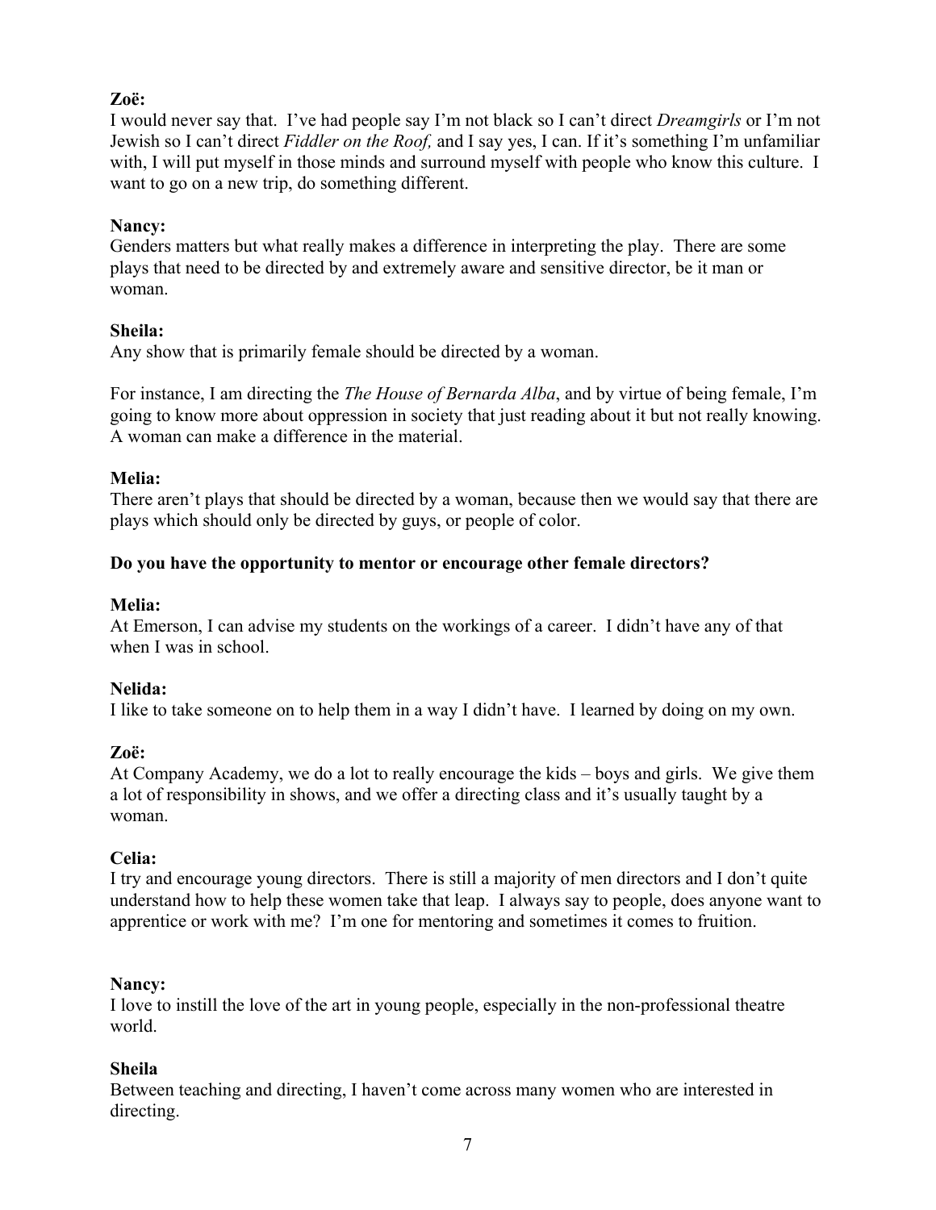**Zoë:**
I would never say that. I've had people say I'm not black so I can't direct *Dreamgirls* or I'm not Jewish so I can't direct *Fiddler on the Roof,* and I say yes, I can. If it's something I'm unfamiliar with, I will put myself in those minds and surround myself with people who know this culture. I want to go on a new trip, do something different.

**Nancy:**
Genders matters but what really makes a difference in interpreting the play. There are some plays that need to be directed by and extremely aware and sensitive director, be it man or woman.

**Sheila:**
Any show that is primarily female should be directed by a woman.

For instance, I am directing the *The House of Bernarda Alba*, and by virtue of being female, I'm going to know more about oppression in society that just reading about it but not really knowing. A woman can make a difference in the material.

**Melia:**
There aren't plays that should be directed by a woman, because then we would say that there are plays which should only be directed by guys, or people of color.

**Do you have the opportunity to mentor or encourage other female directors?**

**Melia:**
At Emerson, I can advise my students on the workings of a career. I didn't have any of that when I was in school.

**Nelida:**
I like to take someone on to help them in a way I didn't have. I learned by doing on my own.

**Zoë:**
At Company Academy, we do a lot to really encourage the kids – boys and girls. We give them a lot of responsibility in shows, and we offer a directing class and it's usually taught by a woman.

**Celia:**
I try and encourage young directors. There is still a majority of men directors and I don't quite understand how to help these women take that leap. I always say to people, does anyone want to apprentice or work with me? I'm one for mentoring and sometimes it comes to fruition.

**Nancy:**
I love to instill the love of the art in young people, especially in the non-professional theatre world.

**Sheila**
Between teaching and directing, I haven't come across many women who are interested in directing.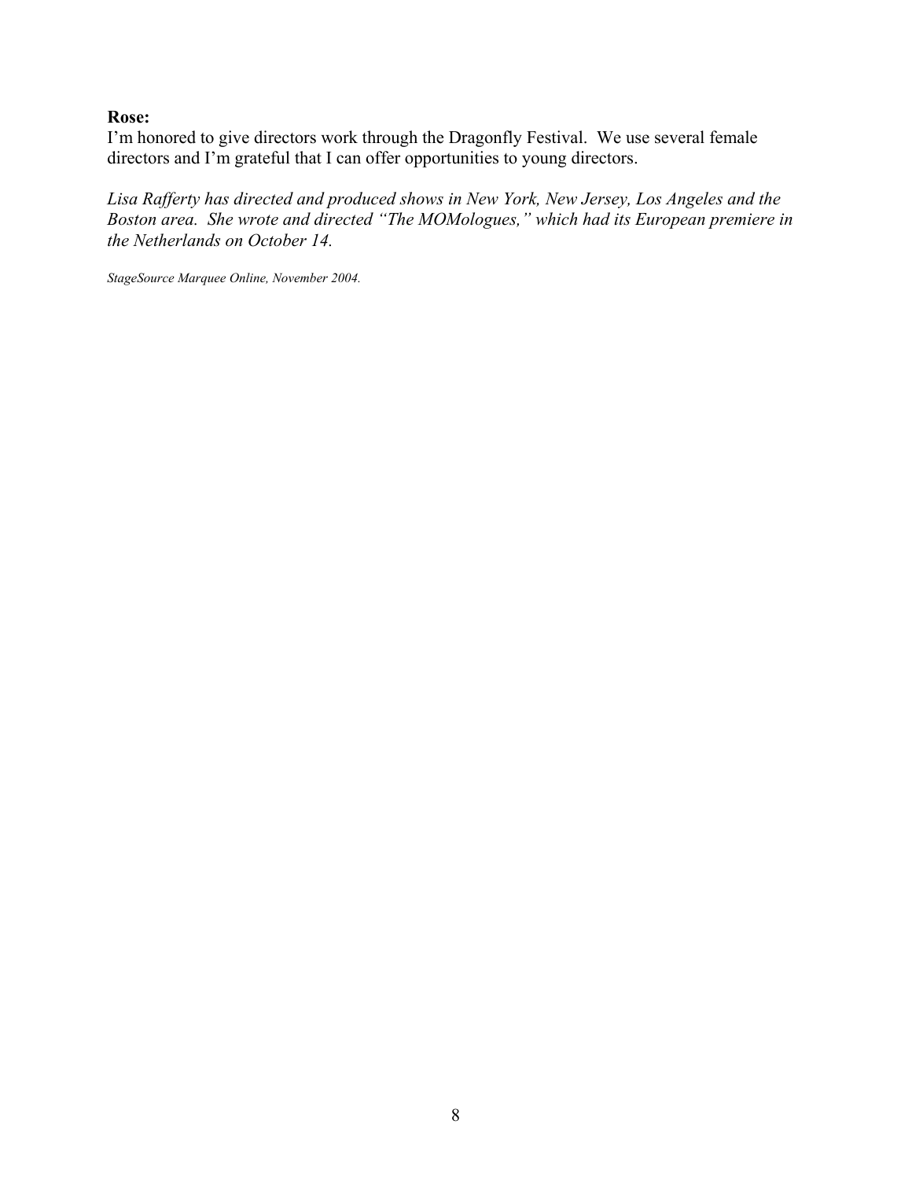**Rose:**
I'm honored to give directors work through the Dragonfly Festival. We use several female directors and I'm grateful that I can offer opportunities to young directors.

*Lisa Rafferty has directed and produced shows in New York, New Jersey, Los Angeles and the Boston area. She wrote and directed "The MOMologues," which had its European premiere in the Netherlands on October 14.*

*StageSource Marquee Online, November 2004.*